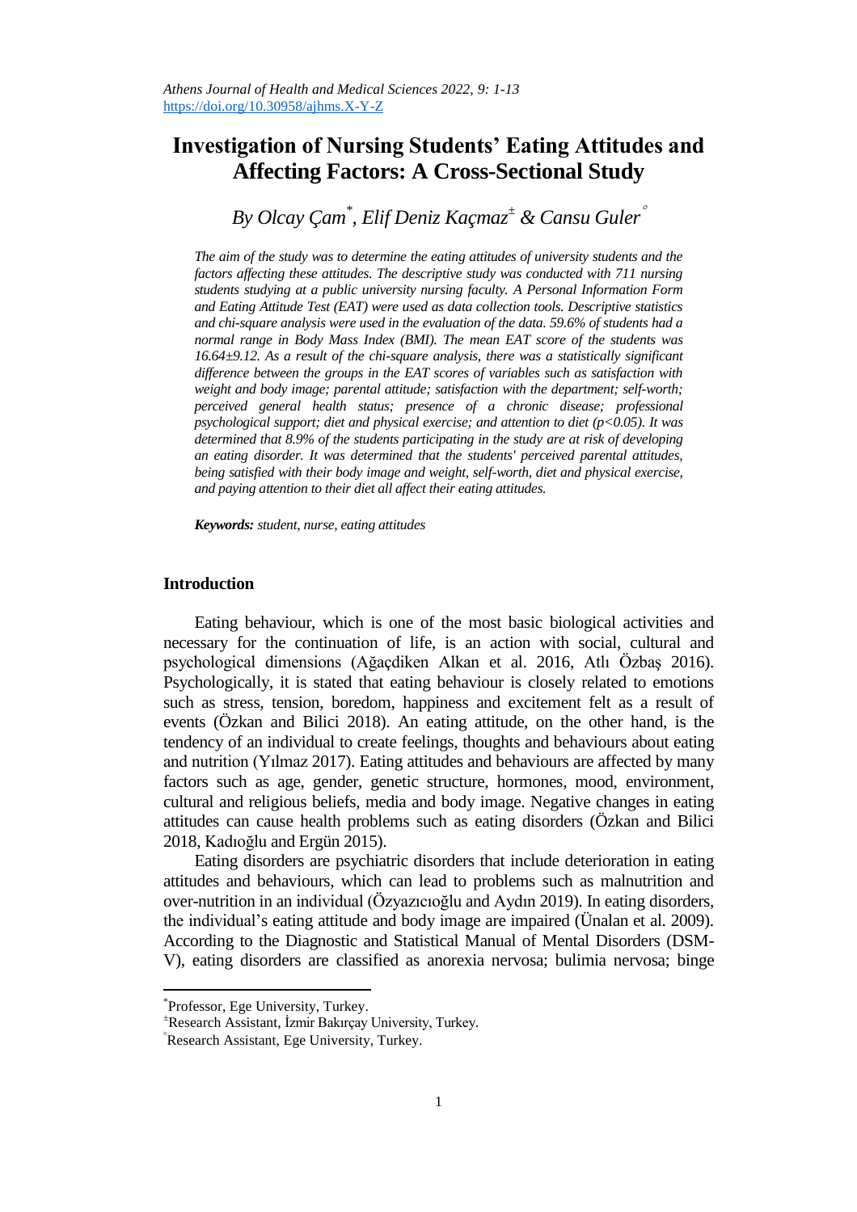# Investigation of Nursing Students' Eating Attitudes and Affecting Factors: A Cross-Sectional Study

*By Olcay Çam[*], Elif Deniz Kaçmaz[±] & Cansu Guler[°]*

*The aim of the study was to determine the eating attitudes of university students and the factors affecting these attitudes. The descriptive study was conducted with 711 nursing students studying at a public university nursing faculty. A Personal Information Form and Eating Attitude Test (EAT) were used as data collection tools. Descriptive statistics and chi-square analysis were used in the evaluation of the data. 59.6% of students had a normal range in Body Mass Index (BMI). The mean EAT score of the students was 16.64±9.12. As a result of the chi-square analysis, there was a statistically significant difference between the groups in the EAT scores of variables such as satisfaction with weight and body image; parental attitude; satisfaction with the department; self-worth; perceived general health status; presence of a chronic disease; professional psychological support; diet and physical exercise; and attention to diet ($p<0.05$). It was determined that 8.9% of the students participating in the study are at risk of developing an eating disorder. It was determined that the students' perceived parental attitudes, being satisfied with their body image and weight, self-worth, diet and physical exercise, and paying attention to their diet all affect their eating attitudes.*

***Keywords:*** *student, nurse, eating attitudes*

## Introduction

Eating behaviour, which is one of the most basic biological activities and necessary for the continuation of life, is an action with social, cultural and psychological dimensions (Ağaçdiken Alkan et al. 2016, Atlı Özbaş 2016). Psychologically, it is stated that eating behaviour is closely related to emotions such as stress, tension, boredom, happiness and excitement felt as a result of events (Özkan and Bilici 2018). An eating attitude, on the other hand, is the tendency of an individual to create feelings, thoughts and behaviours about eating and nutrition (Yılmaz 2017). Eating attitudes and behaviours are affected by many factors such as age, gender, genetic structure, hormones, mood, environment, cultural and religious beliefs, media and body image. Negative changes in eating attitudes can cause health problems such as eating disorders (Özkan and Bilici 2018, Kadıoğlu and Ergün 2015).

Eating disorders are psychiatric disorders that include deterioration in eating attitudes and behaviours, which can lead to problems such as malnutrition and over-nutrition in an individual (Özyazıcıoğlu and Aydın 2019). In eating disorders, the individual's eating attitude and body image are impaired (Ünalan et al. 2009). According to the Diagnostic and Statistical Manual of Mental Disorders (DSM-V), eating disorders are classified as anorexia nervosa; bulimia nervosa; binge

---

[*] Professor, Ege University, Turkey.

[±] Research Assistant, İzmir Bakırçay University, Turkey.

[°] Research Assistant, Ege University, Turkey.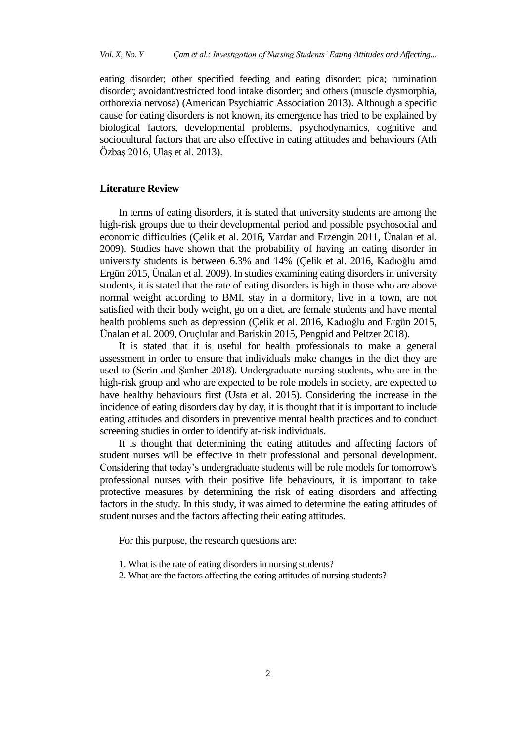eating disorder; other specified feeding and eating disorder; pica; rumination disorder; avoidant/restricted food intake disorder; and others (muscle dysmorphia, orthorexia nervosa) (American Psychiatric Association 2013). Although a specific cause for eating disorders is not known, its emergence has tried to be explained by biological factors, developmental problems, psychodynamics, cognitive and sociocultural factors that are also effective in eating attitudes and behaviours (Atlı Özbaş 2016, Ulaş et al. 2013).

## Literature Review

In terms of eating disorders, it is stated that university students are among the high-risk groups due to their developmental period and possible psychosocial and economic difficulties (Çelik et al. 2016, Vardar and Erzengin 2011, Ünalan et al. 2009). Studies have shown that the probability of having an eating disorder in university students is between 6.3% and 14% (Çelik et al. 2016, Kadıoğlu amd Ergün 2015, Ünalan et al. 2009). In studies examining eating disorders in university students, it is stated that the rate of eating disorders is high in those who are above normal weight according to BMI, stay in a dormitory, live in a town, are not satisfied with their body weight, go on a diet, are female students and have mental health problems such as depression (Çelik et al. 2016, Kadıoğlu and Ergün 2015, Ünalan et al. 2009, Oruçlular and Bariskin 2015, Pengpid and Peltzer 2018).

It is stated that it is useful for health professionals to make a general assessment in order to ensure that individuals make changes in the diet they are used to (Serin and Şanlıer 2018). Undergraduate nursing students, who are in the high-risk group and who are expected to be role models in society, are expected to have healthy behaviours first (Usta et al. 2015). Considering the increase in the incidence of eating disorders day by day, it is thought that it is important to include eating attitudes and disorders in preventive mental health practices and to conduct screening studies in order to identify at-risk individuals.

It is thought that determining the eating attitudes and affecting factors of student nurses will be effective in their professional and personal development. Considering that today's undergraduate students will be role models for tomorrow's professional nurses with their positive life behaviours, it is important to take protective measures by determining the risk of eating disorders and affecting factors in the study. In this study, it was aimed to determine the eating attitudes of student nurses and the factors affecting their eating attitudes.

For this purpose, the research questions are:

1. What is the rate of eating disorders in nursing students?
2. What are the factors affecting the eating attitudes of nursing students?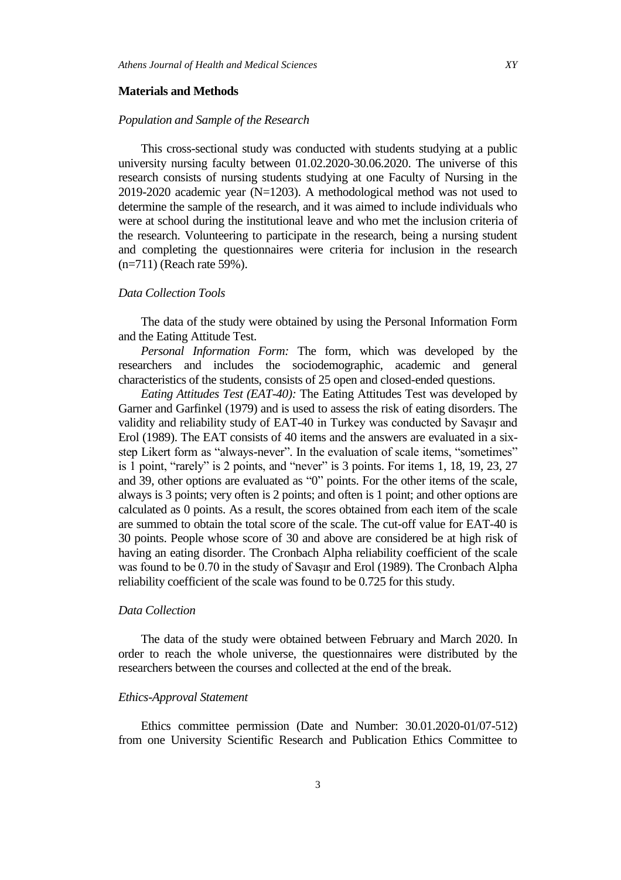## Materials and Methods

### *Population and Sample of the Research*

This cross-sectional study was conducted with students studying at a public university nursing faculty between 01.02.2020-30.06.2020. The universe of this research consists of nursing students studying at one Faculty of Nursing in the 2019-2020 academic year (N=1203). A methodological method was not used to determine the sample of the research, and it was aimed to include individuals who were at school during the institutional leave and who met the inclusion criteria of the research. Volunteering to participate in the research, being a nursing student and completing the questionnaires were criteria for inclusion in the research (n=711) (Reach rate 59%).

### *Data Collection Tools*

The data of the study were obtained by using the Personal Information Form and the Eating Attitude Test.

*Personal Information Form:* The form, which was developed by the researchers and includes the sociodemographic, academic and general characteristics of the students, consists of 25 open and closed-ended questions.

*Eating Attitudes Test (EAT-40):* The Eating Attitudes Test was developed by Garner and Garfinkel (1979) and is used to assess the risk of eating disorders. The validity and reliability study of EAT-40 in Turkey was conducted by Savaşır and Erol (1989). The EAT consists of 40 items and the answers are evaluated in a six-step Likert form as "always-never". In the evaluation of scale items, "sometimes" is 1 point, "rarely" is 2 points, and "never" is 3 points. For items 1, 18, 19, 23, 27 and 39, other options are evaluated as "0" points. For the other items of the scale, always is 3 points; very often is 2 points; and often is 1 point; and other options are calculated as 0 points. As a result, the scores obtained from each item of the scale are summed to obtain the total score of the scale. The cut-off value for EAT-40 is 30 points. People whose score of 30 and above are considered be at high risk of having an eating disorder. The Cronbach Alpha reliability coefficient of the scale was found to be 0.70 in the study of Savaşır and Erol (1989). The Cronbach Alpha reliability coefficient of the scale was found to be 0.725 for this study.

### *Data Collection*

The data of the study were obtained between February and March 2020. In order to reach the whole universe, the questionnaires were distributed by the researchers between the courses and collected at the end of the break.

### *Ethics-Approval Statement*

Ethics committee permission (Date and Number: 30.01.2020-01/07-512) from one University Scientific Research and Publication Ethics Committee to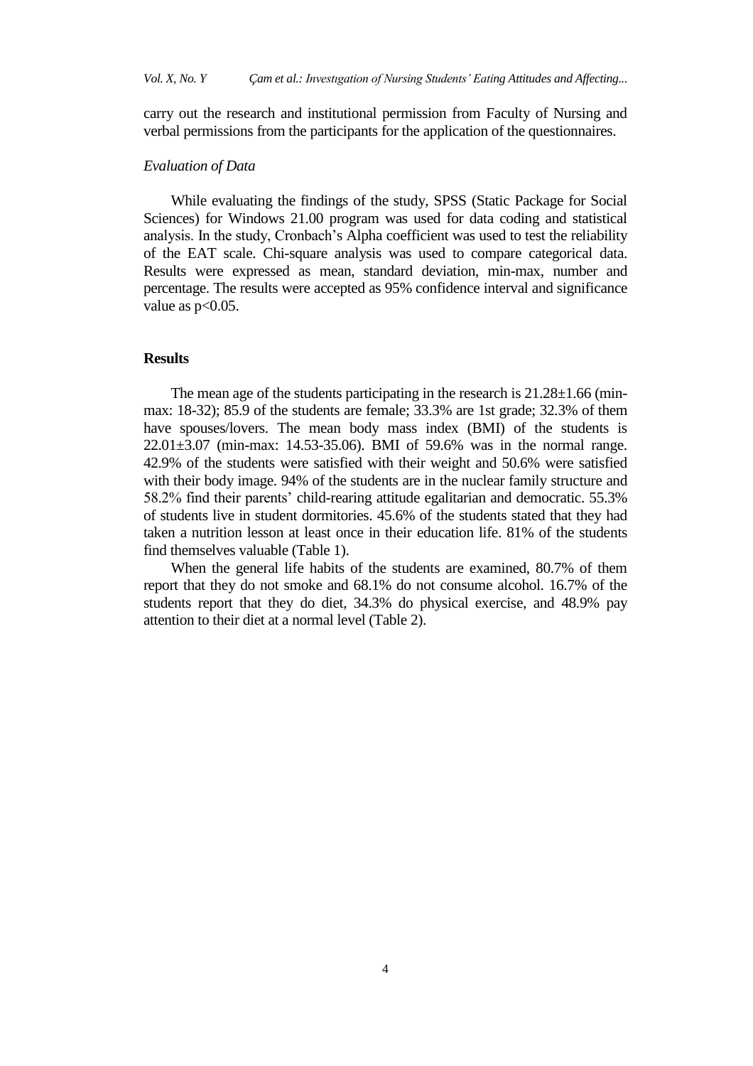carry out the research and institutional permission from Faculty of Nursing and verbal permissions from the participants for the application of the questionnaires.

*Evaluation of Data*

While evaluating the findings of the study, SPSS (Static Package for Social Sciences) for Windows 21.00 program was used for data coding and statistical analysis. In the study, Cronbach's Alpha coefficient was used to test the reliability of the EAT scale. Chi-square analysis was used to compare categorical data. Results were expressed as mean, standard deviation, min-max, number and percentage. The results were accepted as 95% confidence interval and significance value as $p<0.05$.

## Results

The mean age of the students participating in the research is 21.28±1.66 (min-max: 18-32); 85.9 of the students are female; 33.3% are 1st grade; 32.3% of them have spouses/lovers. The mean body mass index (BMI) of the students is 22.01±3.07 (min-max: 14.53-35.06). BMI of 59.6% was in the normal range. 42.9% of the students were satisfied with their weight and 50.6% were satisfied with their body image. 94% of the students are in the nuclear family structure and 58.2% find their parents' child-rearing attitude egalitarian and democratic. 55.3% of students live in student dormitories. 45.6% of the students stated that they had taken a nutrition lesson at least once in their education life. 81% of the students find themselves valuable (Table 1).

When the general life habits of the students are examined, 80.7% of them report that they do not smoke and 68.1% do not consume alcohol. 16.7% of the students report that they do diet, 34.3% do physical exercise, and 48.9% pay attention to their diet at a normal level (Table 2).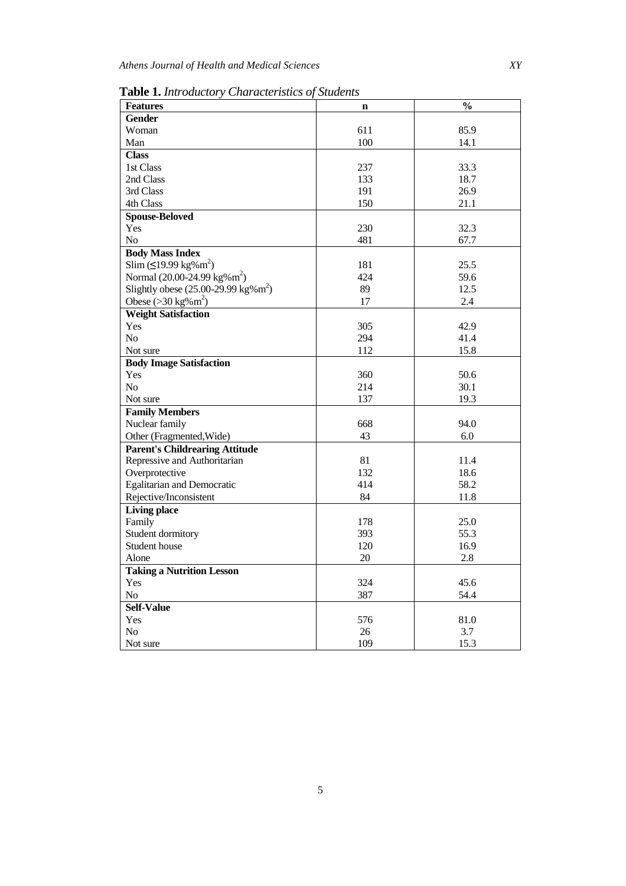**Table 1.** *Introductory Characteristics of Students*

| Features | n | % |
|---|---|---|
| **Gender** | | |
| Woman | 611 | 85.9 |
| Man | 100 | 14.1 |
| **Class** | | |
| 1st Class | 237 | 33.3 |
| 2nd Class | 133 | 18.7 |
| 3rd Class | 191 | 26.9 |
| 4th Class | 150 | 21.1 |
| **Spouse-Beloved** | | |
| Yes | 230 | 32.3 |
| No | 481 | 67.7 |
| **Body Mass Index** | | |
| Slim (≤19.99 kg%m$^2$) | 181 | 25.5 |
| Normal (20.00-24.99 kg%m$^2$) | 424 | 59.6 |
| Slightly obese (25.00-29.99 kg%m$^2$) | 89 | 12.5 |
| Obese (>30 kg%m$^2$) | 17 | 2.4 |
| **Weight Satisfaction** | | |
| Yes | 305 | 42.9 |
| No | 294 | 41.4 |
| Not sure | 112 | 15.8 |
| **Body Image Satisfaction** | | |
| Yes | 360 | 50.6 |
| No | 214 | 30.1 |
| Not sure | 137 | 19.3 |
| **Family Members** | | |
| Nuclear family | 668 | 94.0 |
| Other (Fragmented,Wide) | 43 | 6.0 |
| **Parent's Childrearing Attitude** | | |
| Repressive and Authoritarian | 81 | 11.4 |
| Overprotective | 132 | 18.6 |
| Egalitarian and Democratic | 414 | 58.2 |
| Rejective/Inconsistent | 84 | 11.8 |
| **Living place** | | |
| Family | 178 | 25.0 |
| Student dormitory | 393 | 55.3 |
| Student house | 120 | 16.9 |
| Alone | 20 | 2.8 |
| **Taking a Nutrition Lesson** | | |
| Yes | 324 | 45.6 |
| No | 387 | 54.4 |
| **Self-Value** | | |
| Yes | 576 | 81.0 |
| No | 26 | 3.7 |
| Not sure | 109 | 15.3 |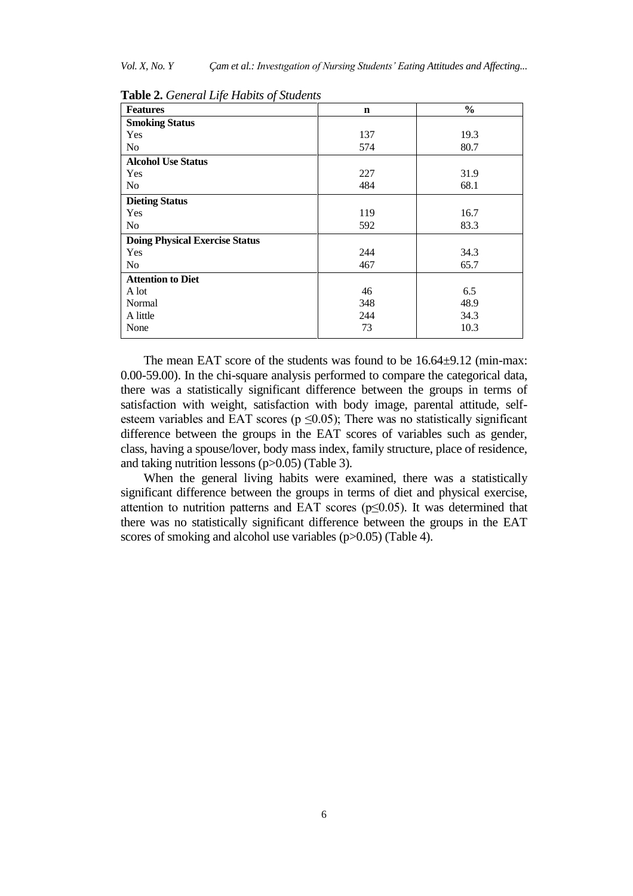**Table 2.** *General Life Habits of Students*

| Features | n | % |
|---|---|---|
| **Smoking Status** | | |
| Yes | 137 | 19.3 |
| No | 574 | 80.7 |
| **Alcohol Use Status** | | |
| Yes | 227 | 31.9 |
| No | 484 | 68.1 |
| **Dieting Status** | | |
| Yes | 119 | 16.7 |
| No | 592 | 83.3 |
| **Doing Physical Exercise Status** | | |
| Yes | 244 | 34.3 |
| No | 467 | 65.7 |
| **Attention to Diet** | | |
| A lot | 46 | 6.5 |
| Normal | 348 | 48.9 |
| A little | 244 | 34.3 |
| None | 73 | 10.3 |

The mean EAT score of the students was found to be 16.64±9.12 (min-max: 0.00-59.00). In the chi-square analysis performed to compare the categorical data, there was a statistically significant difference between the groups in terms of satisfaction with weight, satisfaction with body image, parental attitude, self-esteem variables and EAT scores ($p \leq 0.05$); There was no statistically significant difference between the groups in the EAT scores of variables such as gender, class, having a spouse/lover, body mass index, family structure, place of residence, and taking nutrition lessons ($p>0.05$) (Table 3).

When the general living habits were examined, there was a statistically significant difference between the groups in terms of diet and physical exercise, attention to nutrition patterns and EAT scores ($p \leq 0.05$). It was determined that there was no statistically significant difference between the groups in the EAT scores of smoking and alcohol use variables ($p>0.05$) (Table 4).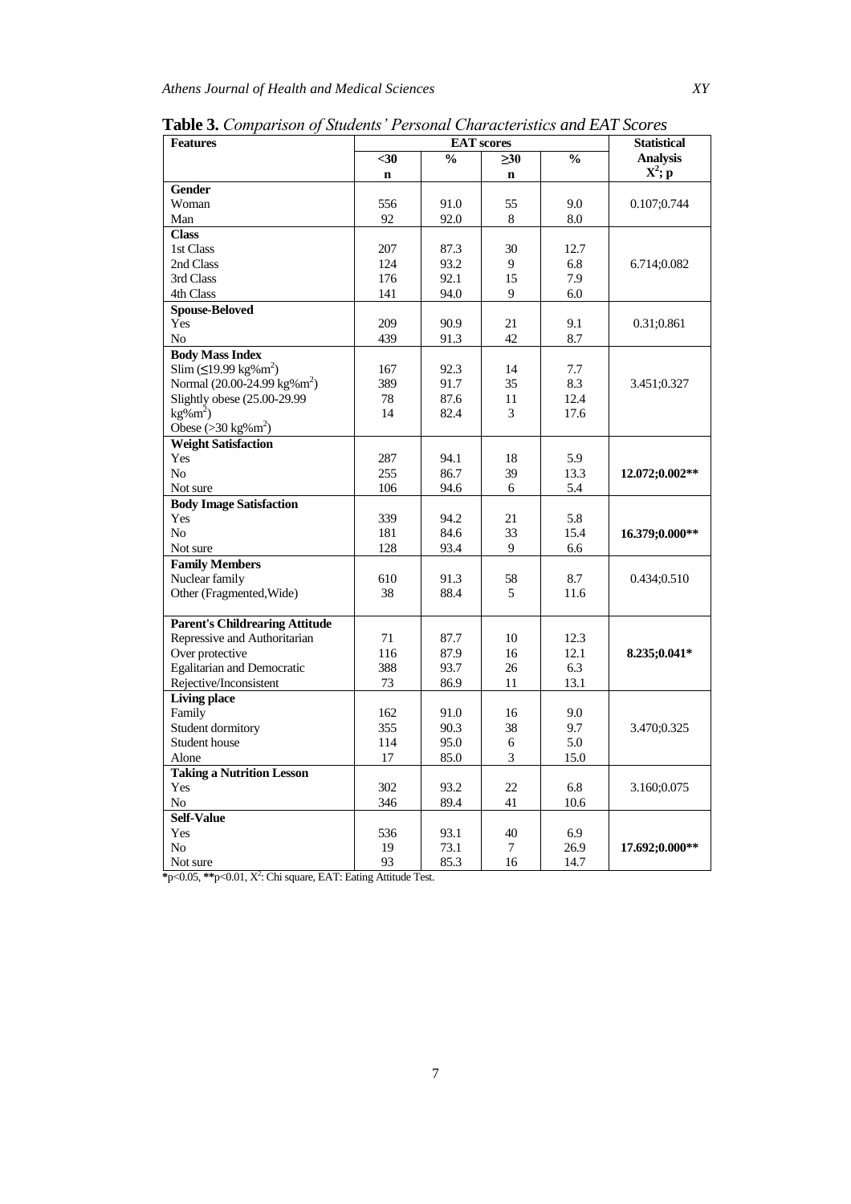**Table 3.** *Comparison of Students' Personal Characteristics and EAT Scores*

| Features | EAT scores | | | | Statistical Analysis $X^2$; p |
|---|---|---|---|---|---|
| | <30 n | % | ≥30 n | % | |
| **Gender** | | | | | |
| Woman | 556 | 91.0 | 55 | 9.0 | 0.107;0.744 |
| Man | 92 | 92.0 | 8 | 8.0 | |
| **Class** | | | | | |
| 1st Class | 207 | 87.3 | 30 | 12.7 | |
| 2nd Class | 124 | 93.2 | 9 | 6.8 | 6.714;0.082 |
| 3rd Class | 176 | 92.1 | 15 | 7.9 | |
| 4th Class | 141 | 94.0 | 9 | 6.0 | |
| **Spouse-Beloved** | | | | | |
| Yes | 209 | 90.9 | 21 | 9.1 | 0.31;0.861 |
| No | 439 | 91.3 | 42 | 8.7 | |
| **Body Mass Index** | | | | | |
| Slim (≤19.99 kg%m²) | 167 | 92.3 | 14 | 7.7 | |
| Normal (20.00-24.99 kg%m²) | 389 | 91.7 | 35 | 8.3 | 3.451;0.327 |
| Slightly obese (25.00-29.99 kg%m²) | 78 | 87.6 | 11 | 12.4 | |
| Obese (>30 kg%m²) | 14 | 82.4 | 3 | 17.6 | |
| **Weight Satisfaction** | | | | | |
| Yes | 287 | 94.1 | 18 | 5.9 | |
| No | 255 | 86.7 | 39 | 13.3 | **12.072;0.002**** |
| Not sure | 106 | 94.6 | 6 | 5.4 | |
| **Body Image Satisfaction** | | | | | |
| Yes | 339 | 94.2 | 21 | 5.8 | |
| No | 181 | 84.6 | 33 | 15.4 | **16.379;0.000**** |
| Not sure | 128 | 93.4 | 9 | 6.6 | |
| **Family Members** | | | | | |
| Nuclear family | 610 | 91.3 | 58 | 8.7 | 0.434;0.510 |
| Other (Fragmented,Wide) | 38 | 88.4 | 5 | 11.6 | |
| **Parent's Childrearing Attitude** | | | | | |
| Repressive and Authoritarian | 71 | 87.7 | 10 | 12.3 | |
| Over protective | 116 | 87.9 | 16 | 12.1 | **8.235;0.041*** |
| Egalitarian and Democratic | 388 | 93.7 | 26 | 6.3 | |
| Rejective/Inconsistent | 73 | 86.9 | 11 | 13.1 | |
| **Living place** | | | | | |
| Family | 162 | 91.0 | 16 | 9.0 | |
| Student dormitory | 355 | 90.3 | 38 | 9.7 | 3.470;0.325 |
| Student house | 114 | 95.0 | 6 | 5.0 | |
| Alone | 17 | 85.0 | 3 | 15.0 | |
| **Taking a Nutrition Lesson** | | | | | |
| Yes | 302 | 93.2 | 22 | 6.8 | 3.160;0.075 |
| No | 346 | 89.4 | 41 | 10.6 | |
| **Self-Value** | | | | | |
| Yes | 536 | 93.1 | 40 | 6.9 | |
| No | 19 | 73.1 | 7 | 26.9 | **17.692;0.000**** |
| Not sure | 93 | 85.3 | 16 | 14.7 | |

*p<0.05, **p<0.01, $X^2$: Chi square, EAT: Eating Attitude Test.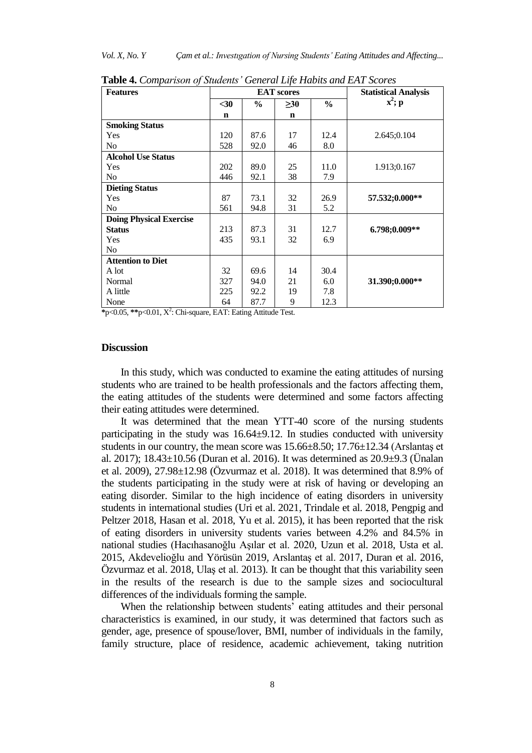**Table 4.** *Comparison of Students' General Life Habits and EAT Scores*

| Features | EAT scores | | | | Statistical Analysis |
|---|---|---|---|---|---|
| | **<30 n** | **%** | **≥30 n** | **%** | **$x^2$; p** |
| **Smoking Status** | | | | | |
| Yes | 120 | 87.6 | 17 | 12.4 | 2.645;0.104 |
| No | 528 | 92.0 | 46 | 8.0 | |
| **Alcohol Use Status** | | | | | |
| Yes | 202 | 89.0 | 25 | 11.0 | 1.913;0.167 |
| No | 446 | 92.1 | 38 | 7.9 | |
| **Dieting Status** | | | | | |
| Yes | 87 | 73.1 | 32 | 26.9 | **57.532;0.000**** |
| No | 561 | 94.8 | 31 | 5.2 | |
| **Doing Physical Exercise Status** | | | | | |
| Yes | 213 | 87.3 | 31 | 12.7 | **6.798;0.009**** |
| No | 435 | 93.1 | 32 | 6.9 | |
| **Attention to Diet** | | | | | |
| A lot | 32 | 69.6 | 14 | 30.4 | |
| Normal | 327 | 94.0 | 21 | 6.0 | **31.390;0.000**** |
| A little | 225 | 92.2 | 19 | 7.8 | |
| None | 64 | 87.7 | 9 | 12.3 | |

**\***$p<0.05$, **\*\***$p<0.01$, $X^2$: Chi-square, EAT: Eating Attitude Test.

## Discussion

In this study, which was conducted to examine the eating attitudes of nursing students who are trained to be health professionals and the factors affecting them, the eating attitudes of the students were determined and some factors affecting their eating attitudes were determined.

It was determined that the mean YTT-40 score of the nursing students participating in the study was 16.64±9.12. In studies conducted with university students in our country, the mean score was 15.66±8.50; 17.76±12.34 (Arslantaş et al. 2017); 18.43±10.56 (Duran et al. 2016). It was determined as 20.9±9.3 (Ünalan et al. 2009), 27.98±12.98 (Özvurmaz et al. 2018). It was determined that 8.9% of the students participating in the study were at risk of having or developing an eating disorder. Similar to the high incidence of eating disorders in university students in international studies (Uri et al. 2021, Trindale et al. 2018, Pengpig and Peltzer 2018, Hasan et al. 2018, Yu et al. 2015), it has been reported that the risk of eating disorders in university students varies between 4.2% and 84.5% in national studies (Hacıhasanoğlu Aşılar et al. 2020, Uzun et al. 2018, Usta et al. 2015, Akdevelioğlu and Yörüsün 2019, Arslantaş et al. 2017, Duran et al. 2016, Özvurmaz et al. 2018, Ulaş et al. 2013). It can be thought that this variability seen in the results of the research is due to the sample sizes and sociocultural differences of the individuals forming the sample.

When the relationship between students' eating attitudes and their personal characteristics is examined, in our study, it was determined that factors such as gender, age, presence of spouse/lover, BMI, number of individuals in the family, family structure, place of residence, academic achievement, taking nutrition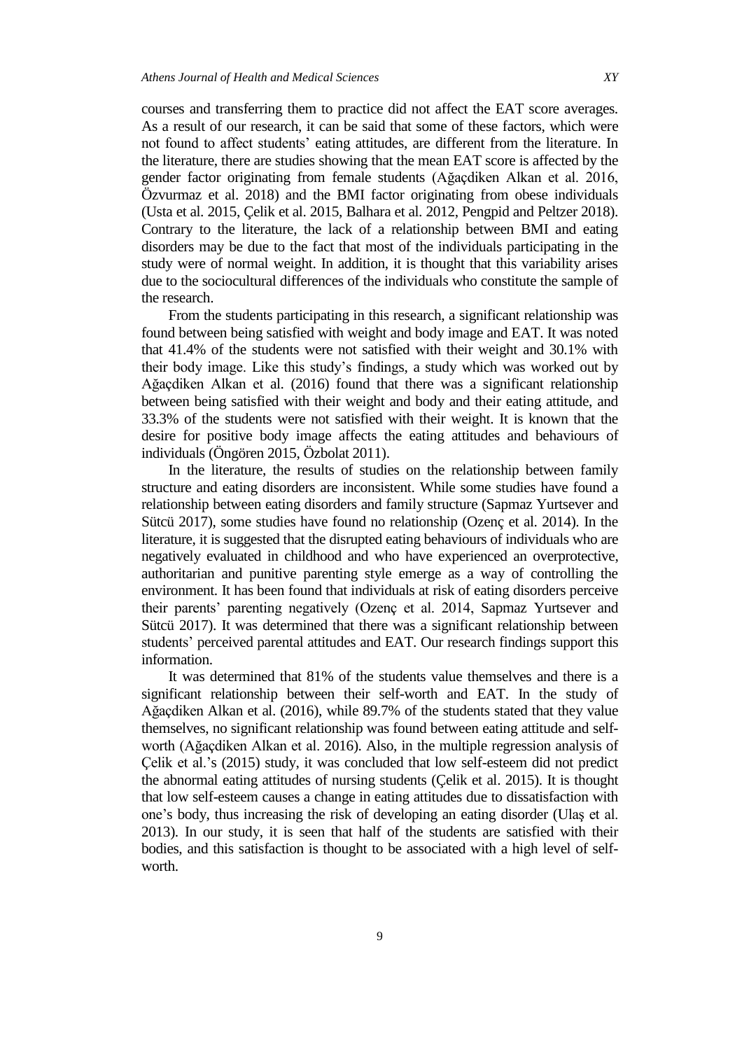courses and transferring them to practice did not affect the EAT score averages. As a result of our research, it can be said that some of these factors, which were not found to affect students' eating attitudes, are different from the literature. In the literature, there are studies showing that the mean EAT score is affected by the gender factor originating from female students (Ağaçdiken Alkan et al. 2016, Özvurmaz et al. 2018) and the BMI factor originating from obese individuals (Usta et al. 2015, Çelik et al. 2015, Balhara et al. 2012, Pengpid and Peltzer 2018). Contrary to the literature, the lack of a relationship between BMI and eating disorders may be due to the fact that most of the individuals participating in the study were of normal weight. In addition, it is thought that this variability arises due to the sociocultural differences of the individuals who constitute the sample of the research.

From the students participating in this research, a significant relationship was found between being satisfied with weight and body image and EAT. It was noted that 41.4% of the students were not satisfied with their weight and 30.1% with their body image. Like this study's findings, a study which was worked out by Ağaçdiken Alkan et al. (2016) found that there was a significant relationship between being satisfied with their weight and body and their eating attitude, and 33.3% of the students were not satisfied with their weight. It is known that the desire for positive body image affects the eating attitudes and behaviours of individuals (Öngören 2015, Özbolat 2011).

In the literature, the results of studies on the relationship between family structure and eating disorders are inconsistent. While some studies have found a relationship between eating disorders and family structure (Sapmaz Yurtsever and Sütcü 2017), some studies have found no relationship (Ozenç et al. 2014). In the literature, it is suggested that the disrupted eating behaviours of individuals who are negatively evaluated in childhood and who have experienced an overprotective, authoritarian and punitive parenting style emerge as a way of controlling the environment. It has been found that individuals at risk of eating disorders perceive their parents' parenting negatively (Ozenç et al. 2014, Sapmaz Yurtsever and Sütcü 2017). It was determined that there was a significant relationship between students' perceived parental attitudes and EAT. Our research findings support this information.

It was determined that 81% of the students value themselves and there is a significant relationship between their self-worth and EAT. In the study of Ağaçdiken Alkan et al. (2016), while 89.7% of the students stated that they value themselves, no significant relationship was found between eating attitude and self-worth (Ağaçdiken Alkan et al. 2016). Also, in the multiple regression analysis of Çelik et al.'s (2015) study, it was concluded that low self-esteem did not predict the abnormal eating attitudes of nursing students (Çelik et al. 2015). It is thought that low self-esteem causes a change in eating attitudes due to dissatisfaction with one's body, thus increasing the risk of developing an eating disorder (Ulaş et al. 2013). In our study, it is seen that half of the students are satisfied with their bodies, and this satisfaction is thought to be associated with a high level of self-worth.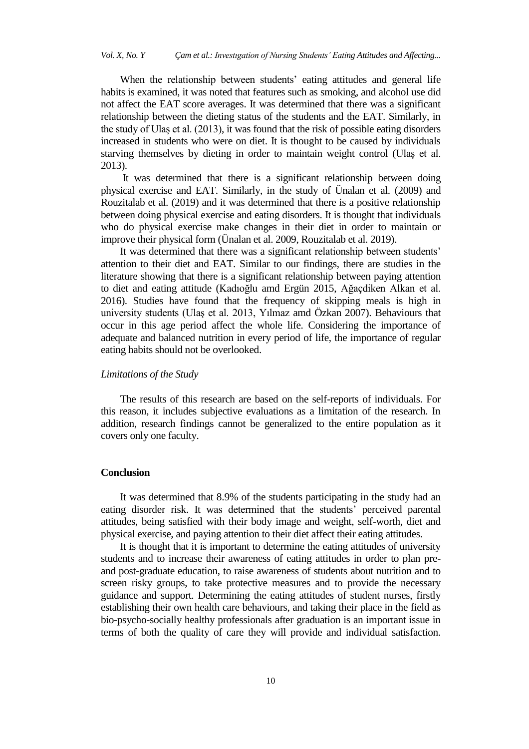When the relationship between students' eating attitudes and general life habits is examined, it was noted that features such as smoking, and alcohol use did not affect the EAT score averages. It was determined that there was a significant relationship between the dieting status of the students and the EAT. Similarly, in the study of Ulaş et al. (2013), it was found that the risk of possible eating disorders increased in students who were on diet. It is thought to be caused by individuals starving themselves by dieting in order to maintain weight control (Ulaş et al. 2013).

It was determined that there is a significant relationship between doing physical exercise and EAT. Similarly, in the study of Ünalan et al. (2009) and Rouzitalab et al. (2019) and it was determined that there is a positive relationship between doing physical exercise and eating disorders. It is thought that individuals who do physical exercise make changes in their diet in order to maintain or improve their physical form (Ünalan et al. 2009, Rouzitalab et al. 2019).

It was determined that there was a significant relationship between students' attention to their diet and EAT. Similar to our findings, there are studies in the literature showing that there is a significant relationship between paying attention to diet and eating attitude (Kadıoğlu amd Ergün 2015, Ağaçdiken Alkan et al. 2016). Studies have found that the frequency of skipping meals is high in university students (Ulaş et al. 2013, Yılmaz amd Özkan 2007). Behaviours that occur in this age period affect the whole life. Considering the importance of adequate and balanced nutrition in every period of life, the importance of regular eating habits should not be overlooked.

### *Limitations of the Study*

The results of this research are based on the self-reports of individuals. For this reason, it includes subjective evaluations as a limitation of the research. In addition, research findings cannot be generalized to the entire population as it covers only one faculty.

## Conclusion

It was determined that 8.9% of the students participating in the study had an eating disorder risk. It was determined that the students' perceived parental attitudes, being satisfied with their body image and weight, self-worth, diet and physical exercise, and paying attention to their diet affect their eating attitudes.

It is thought that it is important to determine the eating attitudes of university students and to increase their awareness of eating attitudes in order to plan pre- and post-graduate education, to raise awareness of students about nutrition and to screen risky groups, to take protective measures and to provide the necessary guidance and support. Determining the eating attitudes of student nurses, firstly establishing their own health care behaviours, and taking their place in the field as bio-psycho-socially healthy professionals after graduation is an important issue in terms of both the quality of care they will provide and individual satisfaction.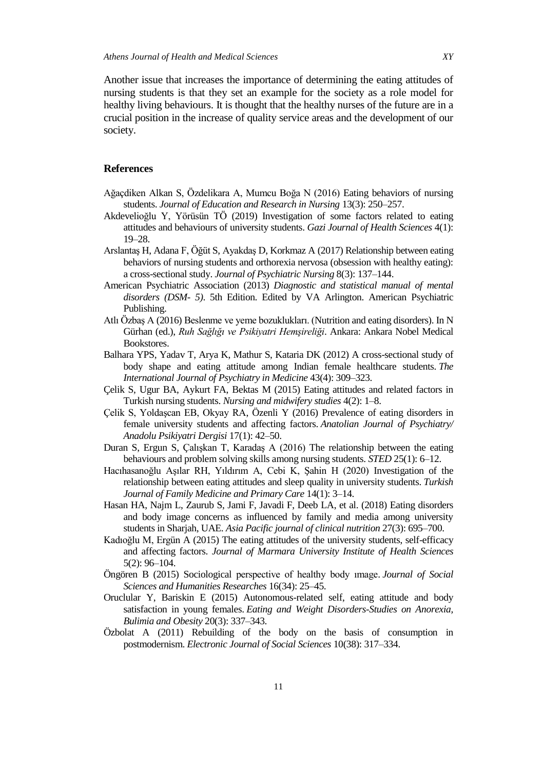Another issue that increases the importance of determining the eating attitudes of nursing students is that they set an example for the society as a role model for healthy living behaviours. It is thought that the healthy nurses of the future are in a crucial position in the increase of quality service areas and the development of our society.

## References

Ağaçdiken Alkan S, Özdelikara A, Mumcu Boğa N (2016) Eating behaviors of nursing students. *Journal of Education and Research in Nursing* 13(3): 250–257.

Akdevelioğlu Y, Yörüsün TÖ (2019) Investigation of some factors related to eating attitudes and behaviours of university students. *Gazi Journal of Health Sciences* 4(1): 19–28.

Arslantaş H, Adana F, Öğüt S, Ayakdaş D, Korkmaz A (2017) Relationship between eating behaviors of nursing students and orthorexia nervosa (obsession with healthy eating): a cross-sectional study. *Journal of Psychiatric Nursing* 8(3): 137–144.

American Psychiatric Association (2013) *Diagnostic and statistical manual of mental disorders (DSM- 5)*. 5th Edition. Edited by VA Arlington. American Psychiatric Publishing.

Atlı Özbaş A (2016) Beslenme ve yeme bozuklukları. (Nutrition and eating disorders). In N Gürhan (ed.), *Ruh Sağlığı ve Psikiyatri Hemşireliği*. Ankara: Ankara Nobel Medical Bookstores.

Balhara YPS, Yadav T, Arya K, Mathur S, Kataria DK (2012) A cross-sectional study of body shape and eating attitude among Indian female healthcare students. *The International Journal of Psychiatry in Medicine* 43(4): 309–323.

Çelik S, Ugur BA, Aykurt FA, Bektas M (2015) Eating attitudes and related factors in Turkish nursing students. *Nursing and midwifery studies* 4(2): 1–8.

Çelik S, Yoldaşcan EB, Okyay RA, Özenli Y (2016) Prevalence of eating disorders in female university students and affecting factors. *Anatolian Journal of Psychiatry/ Anadolu Psikiyatri Dergisi* 17(1): 42–50.

Duran S, Ergun S, Çalışkan T, Karadaş A (2016) The relationship between the eating behaviours and problem solving skills among nursing students. *STED* 25(1): 6–12.

Hacıhasanoğlu Aşılar RH, Yıldırım A, Cebi K, Şahin H (2020) Investigation of the relationship between eating attitudes and sleep quality in university students. *Turkish Journal of Family Medicine and Primary Care* 14(1): 3–14.

Hasan HA, Najm L, Zaurub S, Jami F, Javadi F, Deeb LA, et al. (2018) Eating disorders and body image concerns as influenced by family and media among university students in Sharjah, UAE. *Asia Pacific journal of clinical nutrition* 27(3): 695–700.

Kadıoğlu M, Ergün A (2015) The eating attitudes of the university students, self-efficacy and affecting factors. *Journal of Marmara University Institute of Health Sciences* 5(2): 96–104.

Öngören B (2015) Sociological perspective of healthy body ımage. *Journal of Social Sciences and Humanities Researches* 16(34): 25–45.

Oruclular Y, Bariskin E (2015) Autonomous-related self, eating attitude and body satisfaction in young females. *Eating and Weight Disorders-Studies on Anorexia, Bulimia and Obesity* 20(3): 337–343.

Özbolat A (2011) Rebuilding of the body on the basis of consumption in postmodernism. *Electronic Journal of Social Sciences* 10(38): 317–334.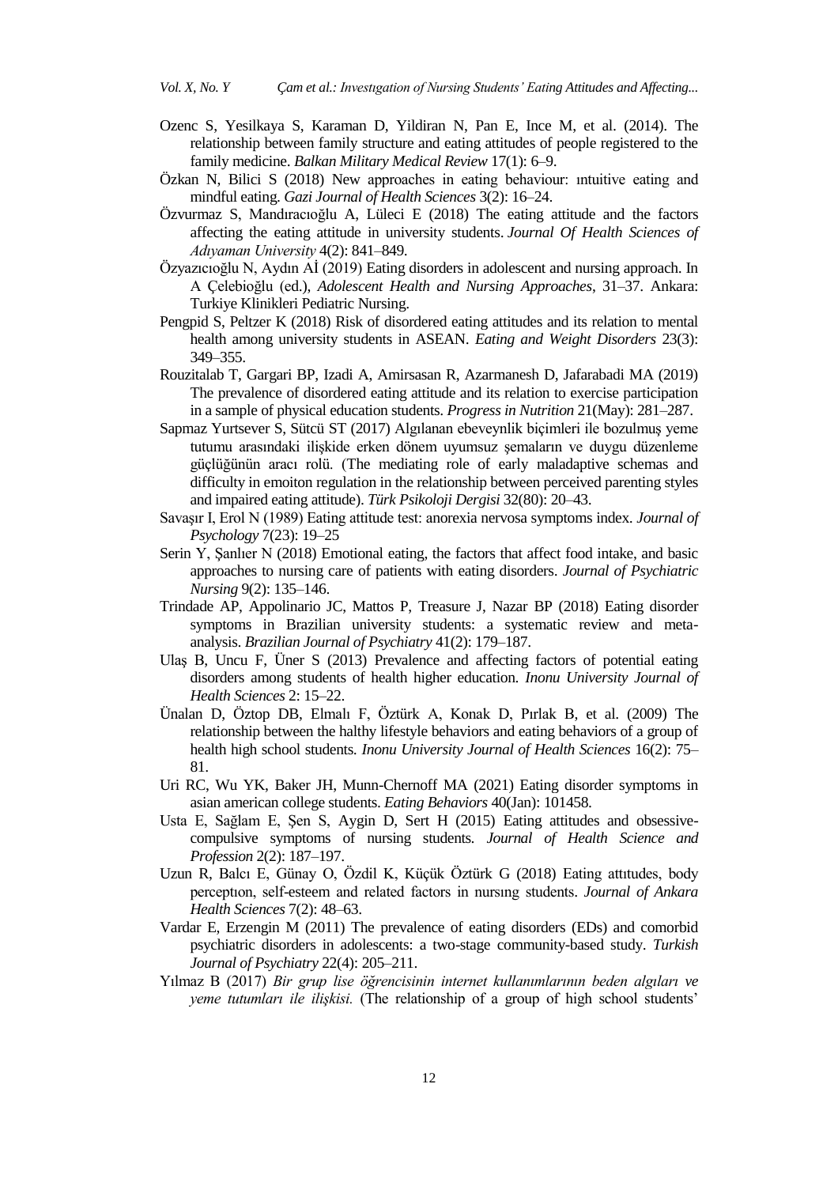Ozenc S, Yesilkaya S, Karaman D, Yildiran N, Pan E, Ince M, et al. (2014). The relationship between family structure and eating attitudes of people registered to the family medicine. *Balkan Military Medical Review* 17(1): 6–9.

Özkan N, Bilici S (2018) New approaches in eating behaviour: ıntuitive eating and mindful eating. *Gazi Journal of Health Sciences* 3(2): 16–24.

Özvurmaz S, Mandıracıoğlu A, Lüleci E (2018) The eating attitude and the factors affecting the eating attitude in university students. *Journal Of Health Sciences of Adıyaman University* 4(2): 841–849.

Özyazıcıoğlu N, Aydın Aİ (2019) Eating disorders in adolescent and nursing approach. In A Çelebioğlu (ed.), *Adolescent Health and Nursing Approaches*, 31–37. Ankara: Turkiye Klinikleri Pediatric Nursing.

Pengpid S, Peltzer K (2018) Risk of disordered eating attitudes and its relation to mental health among university students in ASEAN. *Eating and Weight Disorders* 23(3): 349–355.

Rouzitalab T, Gargari BP, Izadi A, Amirsasan R, Azarmanesh D, Jafarabadi MA (2019) The prevalence of disordered eating attitude and its relation to exercise participation in a sample of physical education students. *Progress in Nutrition* 21(May): 281–287.

Sapmaz Yurtsever S, Sütcü ST (2017) Algılanan ebeveynlik biçimleri ile bozulmuş yeme tutumu arasındaki ilişkide erken dönem uyumsuz şemaların ve duygu düzenleme güçlüğünün aracı rolü. (The mediating role of early maladaptive schemas and difficulty in emoiton regulation in the relationship between perceived parenting styles and impaired eating attitude). *Türk Psikoloji Dergisi* 32(80): 20–43.

Savaşır I, Erol N (1989) Eating attitude test: anorexia nervosa symptoms index. *Journal of Psychology* 7(23): 19–25

Serin Y, Şanlıer N (2018) Emotional eating, the factors that affect food intake, and basic approaches to nursing care of patients with eating disorders. *Journal of Psychiatric Nursing* 9(2): 135–146.

Trindade AP, Appolinario JC, Mattos P, Treasure J, Nazar BP (2018) Eating disorder symptoms in Brazilian university students: a systematic review and meta-analysis. *Brazilian Journal of Psychiatry* 41(2): 179–187.

Ulaş B, Uncu F, Üner S (2013) Prevalence and affecting factors of potential eating disorders among students of health higher education. *Inonu University Journal of Health Sciences* 2: 15–22.

Ünalan D, Öztop DB, Elmalı F, Öztürk A, Konak D, Pırlak B, et al. (2009) The relationship between the halthy lifestyle behaviors and eating behaviors of a group of health high school students. *Inonu University Journal of Health Sciences* 16(2): 75–81.

Uri RC, Wu YK, Baker JH, Munn-Chernoff MA (2021) Eating disorder symptoms in asian american college students. *Eating Behaviors* 40(Jan): 101458.

Usta E, Sağlam E, Şen S, Aygin D, Sert H (2015) Eating attitudes and obsessive-compulsive symptoms of nursing students. *Journal of Health Science and Profession* 2(2): 187–197.

Uzun R, Balcı E, Günay O, Özdil K, Küçük Öztürk G (2018) Eating attıtudes, body perceptıon, self-esteem and related factors in nursıng students. *Journal of Ankara Health Sciences* 7(2): 48–63.

Vardar E, Erzengin M (2011) The prevalence of eating disorders (EDs) and comorbid psychiatric disorders in adolescents: a two-stage community-based study. *Turkish Journal of Psychiatry* 22(4): 205–211.

Yılmaz B (2017) *Bir grup lise öğrencisinin internet kullanımlarının beden algıları ve yeme tutumları ile ilişkisi.* (The relationship of a group of high school students'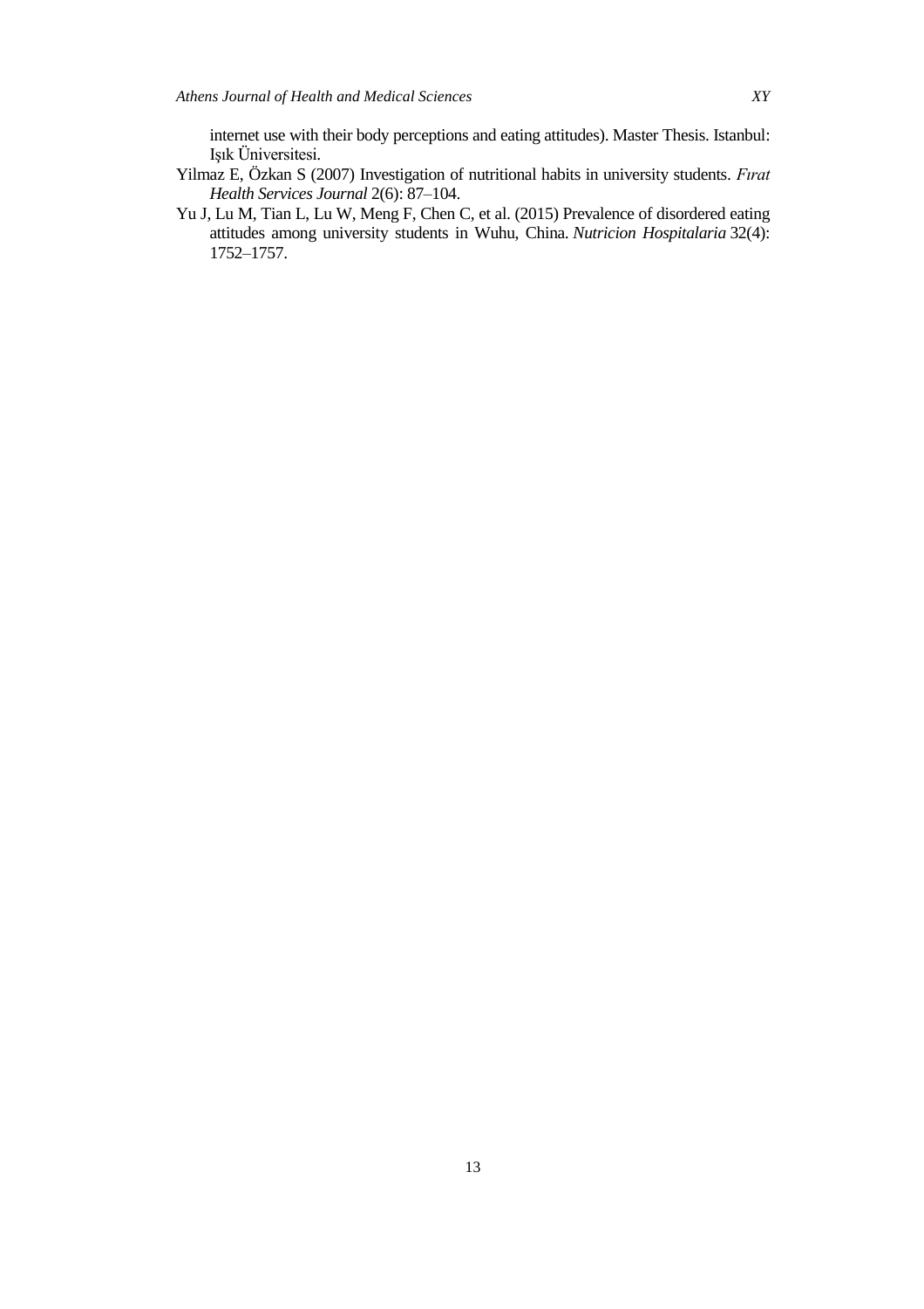internet use with their body perceptions and eating attitudes). Master Thesis. Istanbul: Işık Üniversitesi.

Yilmaz E, Özkan S (2007) Investigation of nutritional habits in university students. *Fırat Health Services Journal* 2(6): 87–104.

Yu J, Lu M, Tian L, Lu W, Meng F, Chen C, et al. (2015) Prevalence of disordered eating attitudes among university students in Wuhu, China. *Nutricion Hospitalaria* 32(4): 1752–1757.